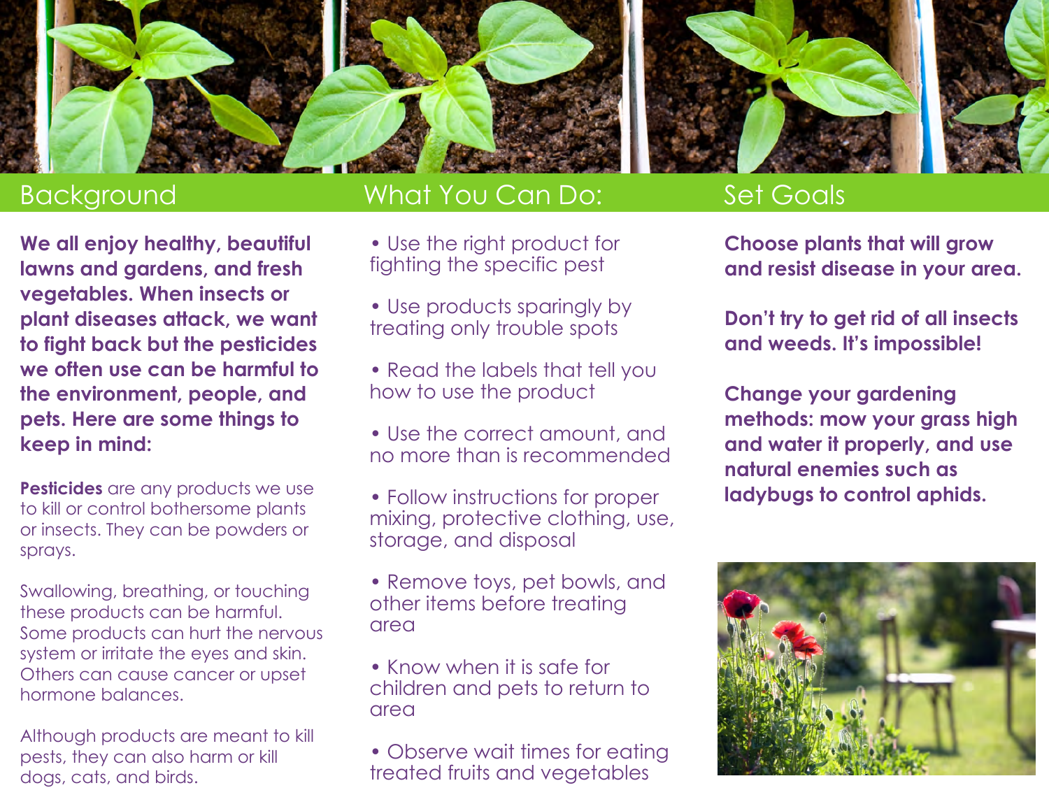## Background

**We all enjoy healthy, beautiful lawns and gardens, and fresh vegetables. When insects or plant diseases attack, we want to fight back but the pesticides we often use can be harmful to the environment, people, and pets. Here are some things to keep in mind:**

**Pesticides** are any products we use to kill or control bothersome plants or insects. They can be powders or sprays.

Swallowing, breathing, or touching these products can be harmful. Some products can hurt the nervous system or irritate the eyes and skin. Others can cause cancer or upset hormone balances.

Although products are meant to kill pests, they can also harm or kill dogs, cats, and birds.

## What You Can Do:

- Use the right product for fighting the specific pest
- Use products sparingly by treating only trouble spots
- Read the labels that tell you how to use the product
- Use the correct amount, and no more than is recommended
- Follow instructions for proper mixing, protective clothing, use, storage, and disposal
- Remove toys, pet bowls, and other items before treating area
- Know when it is safe for children and pets to return to area
- Observe wait times for eating treated fruits and vegetables

## Set Goals

**Choose plants that will grow and resist disease in your area.**

**Don't try to get rid of all insects and weeds. It's impossible!**

**Change your gardening methods: mow your grass high and water it properly, and use natural enemies such as ladybugs to control aphids.**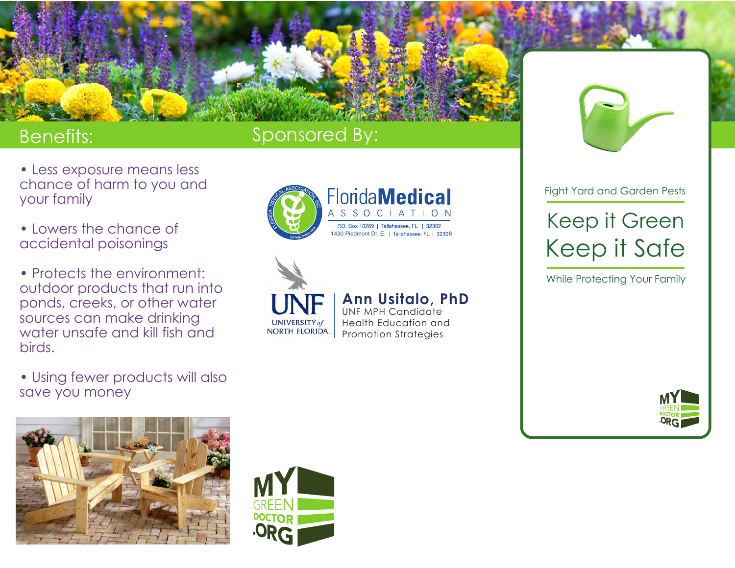## Benefits:

- Less exposure means less chance of harm to you and your family
- Lowers the chance of accidental poisonings
- Protects the environment: outdoor products that run into ponds, creeks, or other water sources can make drinking water unsafe and kill fish and birds.
- Using fewer products will also save you money

## Sponsored By:

**Florida Medical Association**

P.O. Box 10269 | Tallahassee, FL | 32302
1430 Piedmont Dr. E. | Tallahassee, FL | 32308

UNF University of North Florida

**Ann Usitalo, PhD**
UNF MPH Candidate
Health Education and Promotion Strategies

MY GREEN DOCTOR .ORG

Fight Yard and Garden Pests

# Keep it Green Keep it Safe

While Protecting Your Family

MY GREEN DOCTOR .ORG